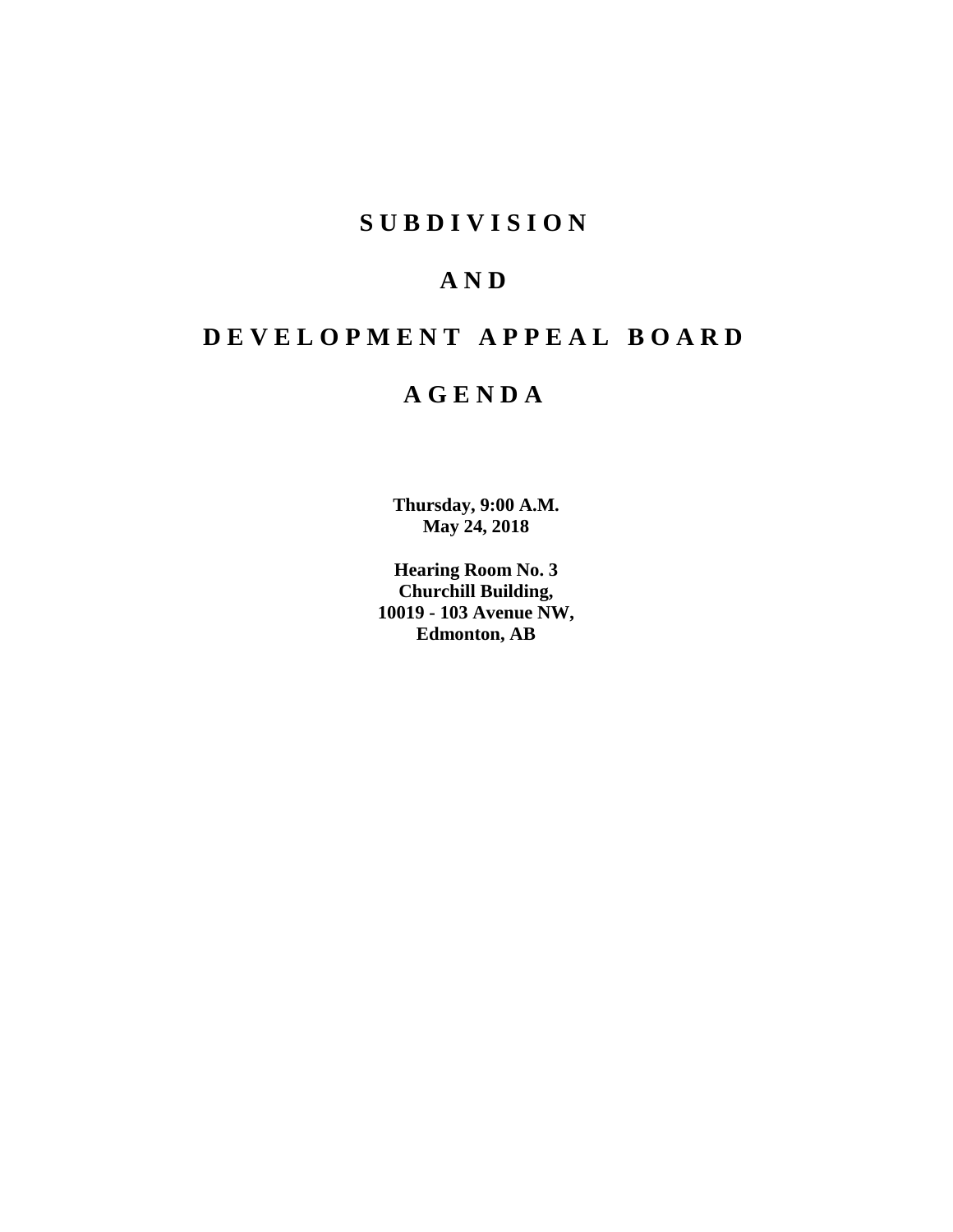# S U B D I V I S I O N

# A N D

# D E V E L O P M E N T   A P P E A L   B O A R D

# A G E N D A

**Thursday, 9:00 A.M.**
**May 24, 2018**

**Hearing Room No. 3**
**Churchill Building,**
**10019 - 103 Avenue NW,**
**Edmonton, AB**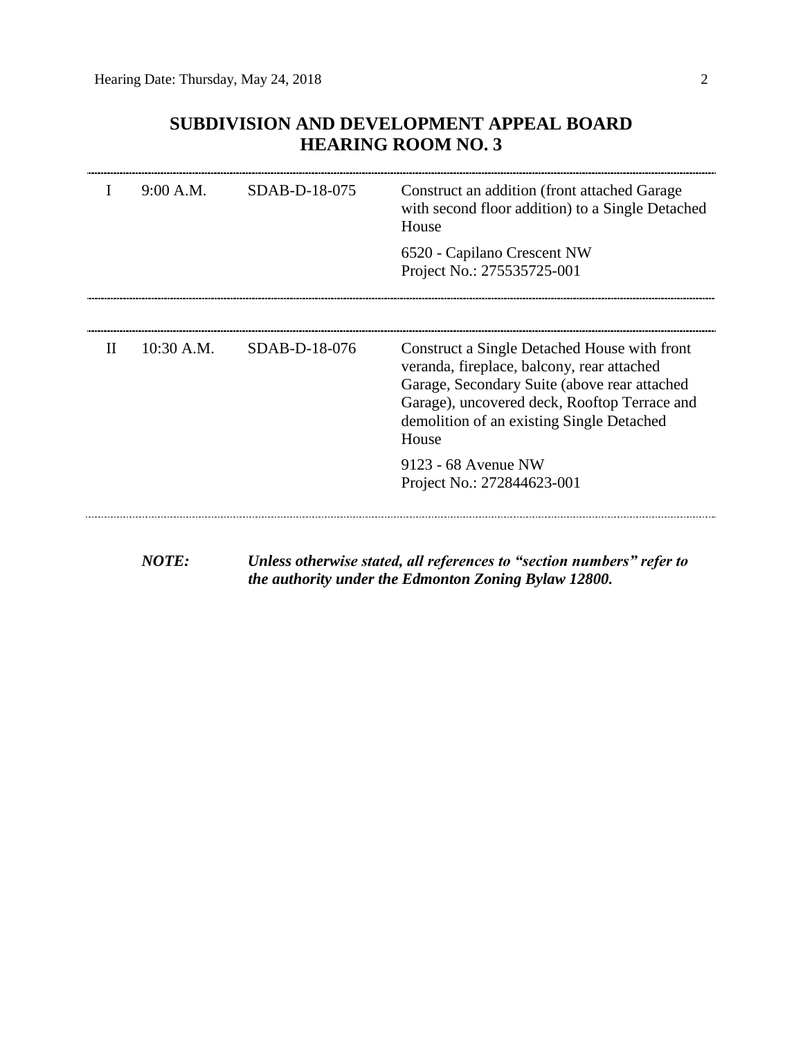## SUBDIVISION AND DEVELOPMENT APPEAL BOARD
## HEARING ROOM NO. 3

| | | | |
|---|---|---|---|
| I | 9:00 A.M. | SDAB-D-18-075 | Construct an addition (front attached Garage with second floor addition) to a Single Detached House<br><br>6520 - Capilano Crescent NW<br>Project No.: 275535725-001 |
| II | 10:30 A.M. | SDAB-D-18-076 | Construct a Single Detached House with front veranda, fireplace, balcony, rear attached Garage, Secondary Suite (above rear attached Garage), uncovered deck, Rooftop Terrace and demolition of an existing Single Detached House<br><br>9123 - 68 Avenue NW<br>Project No.: 272844623-001 |

***NOTE:*** ***Unless otherwise stated, all references to "section numbers" refer to the authority under the Edmonton Zoning Bylaw 12800.***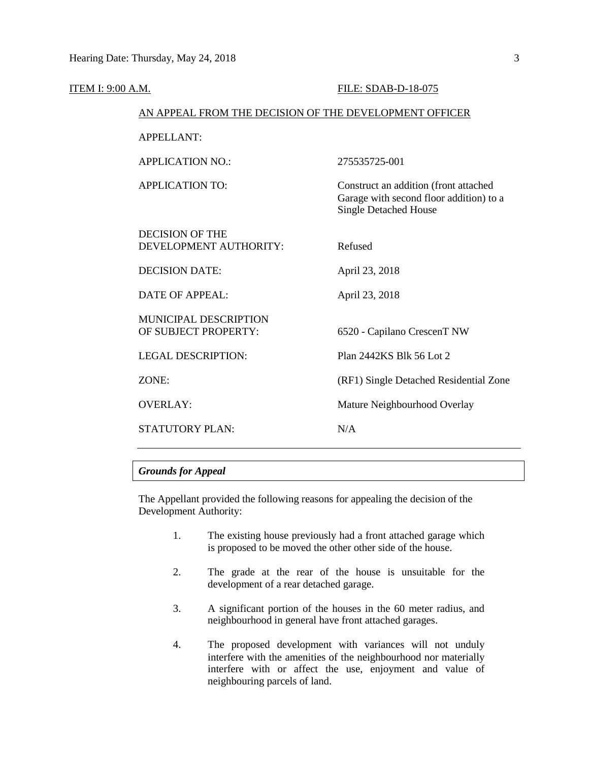ITEM I: 9:00 A.M. FILE: SDAB-D-18-075

AN APPEAL FROM THE DECISION OF THE DEVELOPMENT OFFICER

| | |
|---|---|
| APPELLANT: | |
| APPLICATION NO.: | 275535725-001 |
| APPLICATION TO: | Construct an addition (front attached Garage with second floor addition) to a Single Detached House |
| DECISION OF THE DEVELOPMENT AUTHORITY: | Refused |
| DECISION DATE: | April 23, 2018 |
| DATE OF APPEAL: | April 23, 2018 |
| MUNICIPAL DESCRIPTION OF SUBJECT PROPERTY: | 6520 - Capilano CrescenT NW |
| LEGAL DESCRIPTION: | Plan 2442KS Blk 56 Lot 2 |
| ZONE: | (RF1) Single Detached Residential Zone |
| OVERLAY: | Mature Neighbourhood Overlay |
| STATUTORY PLAN: | N/A |

***Grounds for Appeal***

The Appellant provided the following reasons for appealing the decision of the Development Authority:

1. The existing house previously had a front attached garage which is proposed to be moved the other other side of the house.

2. The grade at the rear of the house is unsuitable for the development of a rear detached garage.

3. A significant portion of the houses in the 60 meter radius, and neighbourhood in general have front attached garages.

4. The proposed development with variances will not unduly interfere with the amenities of the neighbourhood nor materially interfere with or affect the use, enjoyment and value of neighbouring parcels of land.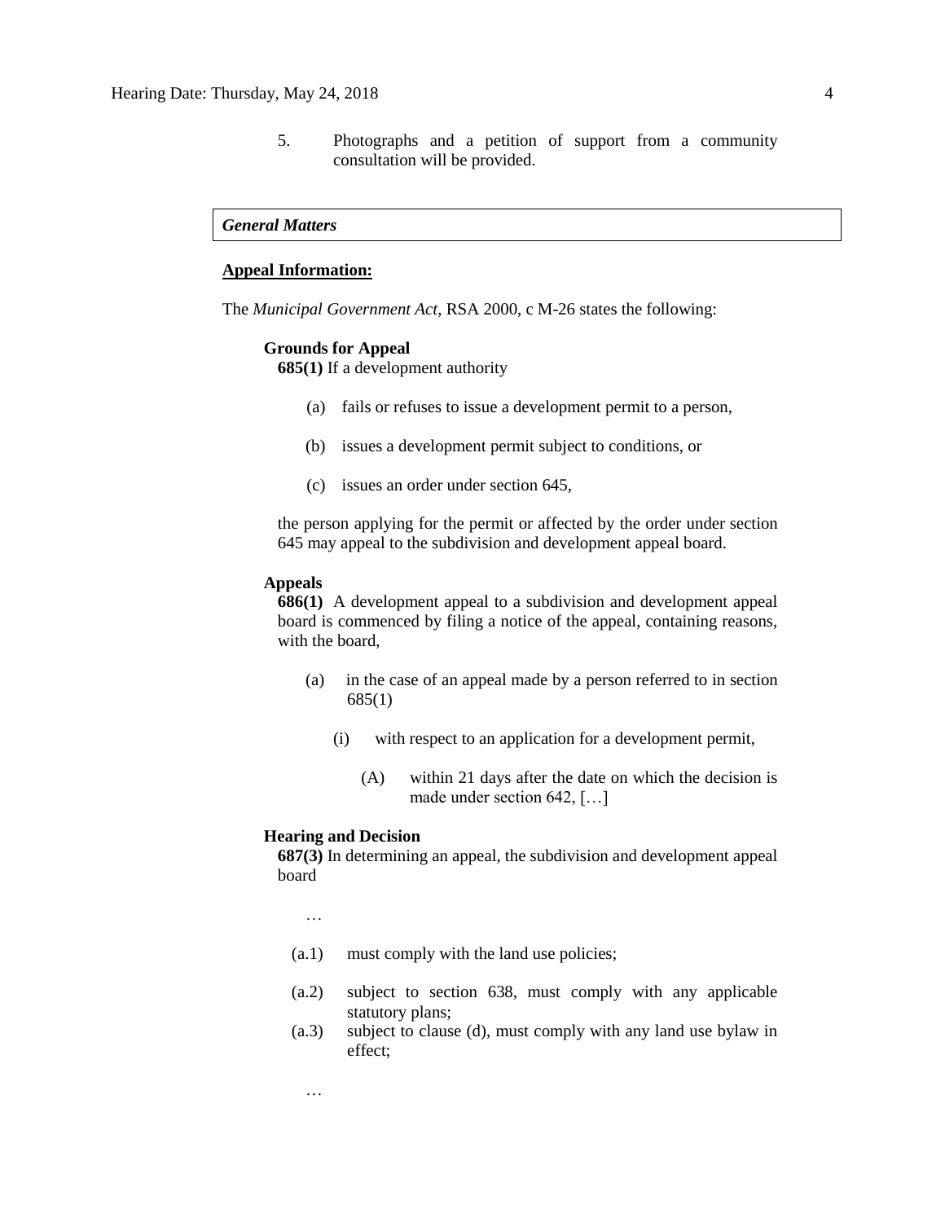5. Photographs and a petition of support from a community consultation will be provided.

### *General Matters*

**Appeal Information:**

The *Municipal Government Act*, RSA 2000, c M-26 states the following:

**Grounds for Appeal**

**685(1)** If a development authority

(a) fails or refuses to issue a development permit to a person,

(b) issues a development permit subject to conditions, or

(c) issues an order under section 645,

the person applying for the permit or affected by the order under section 645 may appeal to the subdivision and development appeal board.

**Appeals**

**686(1)** A development appeal to a subdivision and development appeal board is commenced by filing a notice of the appeal, containing reasons, with the board,

(a) in the case of an appeal made by a person referred to in section 685(1)

(i) with respect to an application for a development permit,

(A) within 21 days after the date on which the decision is made under section 642, […]

**Hearing and Decision**

**687(3)** In determining an appeal, the subdivision and development appeal board

…

(a.1) must comply with the land use policies;

(a.2) subject to section 638, must comply with any applicable statutory plans;

(a.3) subject to clause (d), must comply with any land use bylaw in effect;

…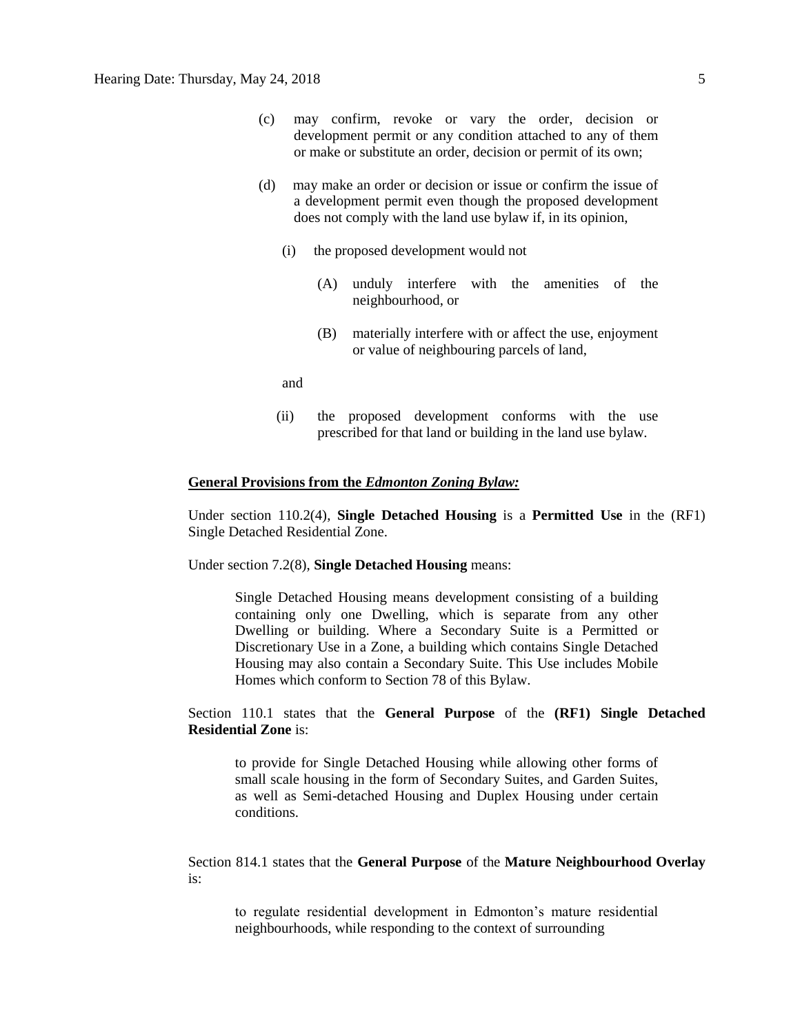(c) may confirm, revoke or vary the order, decision or development permit or any condition attached to any of them or make or substitute an order, decision or permit of its own;

(d) may make an order or decision or issue or confirm the issue of a development permit even though the proposed development does not comply with the land use bylaw if, in its opinion,

(i) the proposed development would not

(A) unduly interfere with the amenities of the neighbourhood, or

(B) materially interfere with or affect the use, enjoyment or value of neighbouring parcels of land,

and

(ii) the proposed development conforms with the use prescribed for that land or building in the land use bylaw.

**General Provisions from the *Edmonton Zoning Bylaw:***

Under section 110.2(4), **Single Detached Housing** is a **Permitted Use** in the (RF1) Single Detached Residential Zone.

Under section 7.2(8), **Single Detached Housing** means:

> Single Detached Housing means development consisting of a building containing only one Dwelling, which is separate from any other Dwelling or building. Where a Secondary Suite is a Permitted or Discretionary Use in a Zone, a building which contains Single Detached Housing may also contain a Secondary Suite. This Use includes Mobile Homes which conform to Section 78 of this Bylaw.

Section 110.1 states that the **General Purpose** of the **(RF1) Single Detached Residential Zone** is:

> to provide for Single Detached Housing while allowing other forms of small scale housing in the form of Secondary Suites, and Garden Suites, as well as Semi-detached Housing and Duplex Housing under certain conditions.

Section 814.1 states that the **General Purpose** of the **Mature Neighbourhood Overlay** is:

> to regulate residential development in Edmonton's mature residential neighbourhoods, while responding to the context of surrounding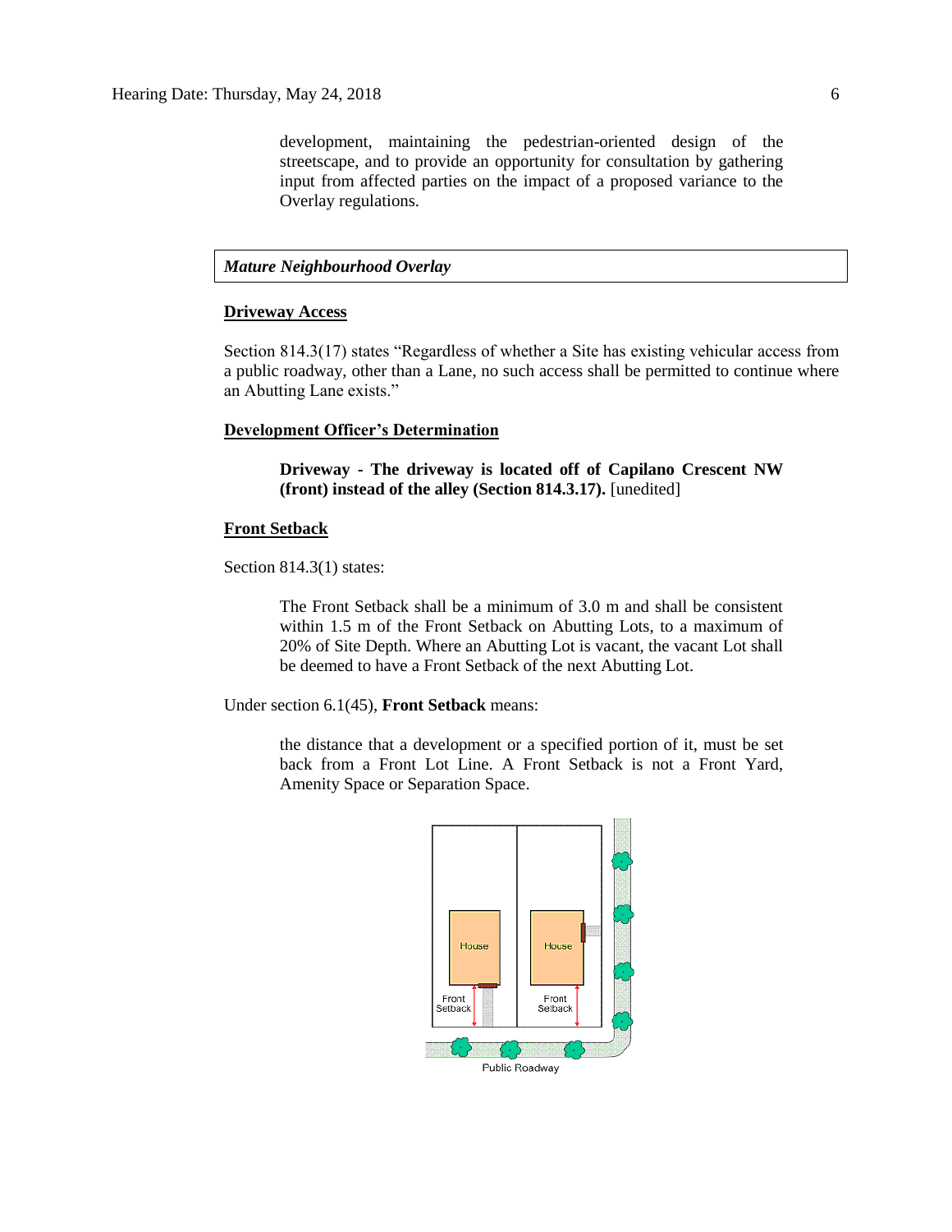development, maintaining the pedestrian-oriented design of the streetscape, and to provide an opportunity for consultation by gathering input from affected parties on the impact of a proposed variance to the Overlay regulations.

***Mature Neighbourhood Overlay***

**Driveway Access**

Section 814.3(17) states "Regardless of whether a Site has existing vehicular access from a public roadway, other than a Lane, no such access shall be permitted to continue where an Abutting Lane exists."

**Development Officer's Determination**

> **Driveway - The driveway is located off of Capilano Crescent NW (front) instead of the alley (Section 814.3.17).** [unedited]

**Front Setback**

Section 814.3(1) states:

> The Front Setback shall be a minimum of 3.0 m and shall be consistent within 1.5 m of the Front Setback on Abutting Lots, to a maximum of 20% of Site Depth. Where an Abutting Lot is vacant, the vacant Lot shall be deemed to have a Front Setback of the next Abutting Lot.

Under section 6.1(45), **Front Setback** means:

> the distance that a development or a specified portion of it, must be set back from a Front Lot Line. A Front Setback is not a Front Yard, Amenity Space or Separation Space.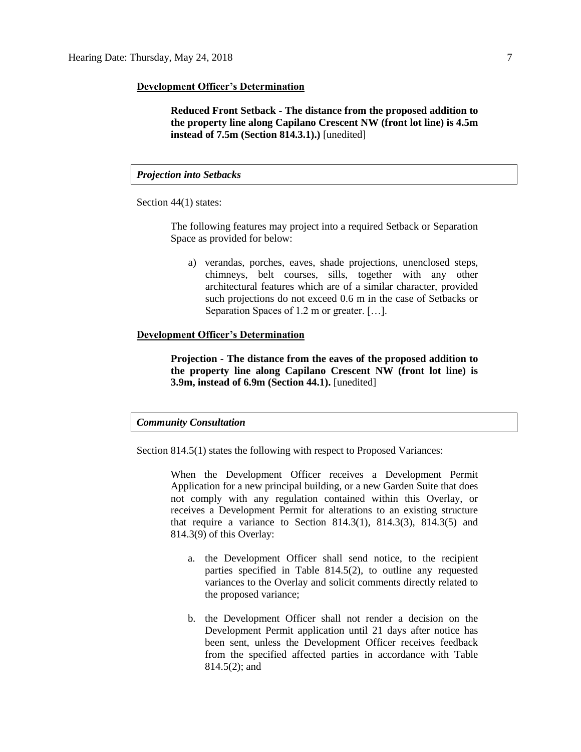**Development Officer's Determination**

> **Reduced Front Setback - The distance from the proposed addition to the property line along Capilano Crescent NW (front lot line) is 4.5m instead of 7.5m (Section 814.3.1).)** [unedited]

***Projection into Setbacks***

Section 44(1) states:

> The following features may project into a required Setback or Separation Space as provided for below:
>
> a) verandas, porches, eaves, shade projections, unenclosed steps, chimneys, belt courses, sills, together with any other architectural features which are of a similar character, provided such projections do not exceed 0.6 m in the case of Setbacks or Separation Spaces of 1.2 m or greater. […].

**Development Officer's Determination**

> **Projection - The distance from the eaves of the proposed addition to the property line along Capilano Crescent NW (front lot line) is 3.9m, instead of 6.9m (Section 44.1).** [unedited]

***Community Consultation***

Section 814.5(1) states the following with respect to Proposed Variances:

> When the Development Officer receives a Development Permit Application for a new principal building, or a new Garden Suite that does not comply with any regulation contained within this Overlay, or receives a Development Permit for alterations to an existing structure that require a variance to Section 814.3(1), 814.3(3), 814.3(5) and 814.3(9) of this Overlay:
>
> a. the Development Officer shall send notice, to the recipient parties specified in Table 814.5(2), to outline any requested variances to the Overlay and solicit comments directly related to the proposed variance;
>
> b. the Development Officer shall not render a decision on the Development Permit application until 21 days after notice has been sent, unless the Development Officer receives feedback from the specified affected parties in accordance with Table 814.5(2); and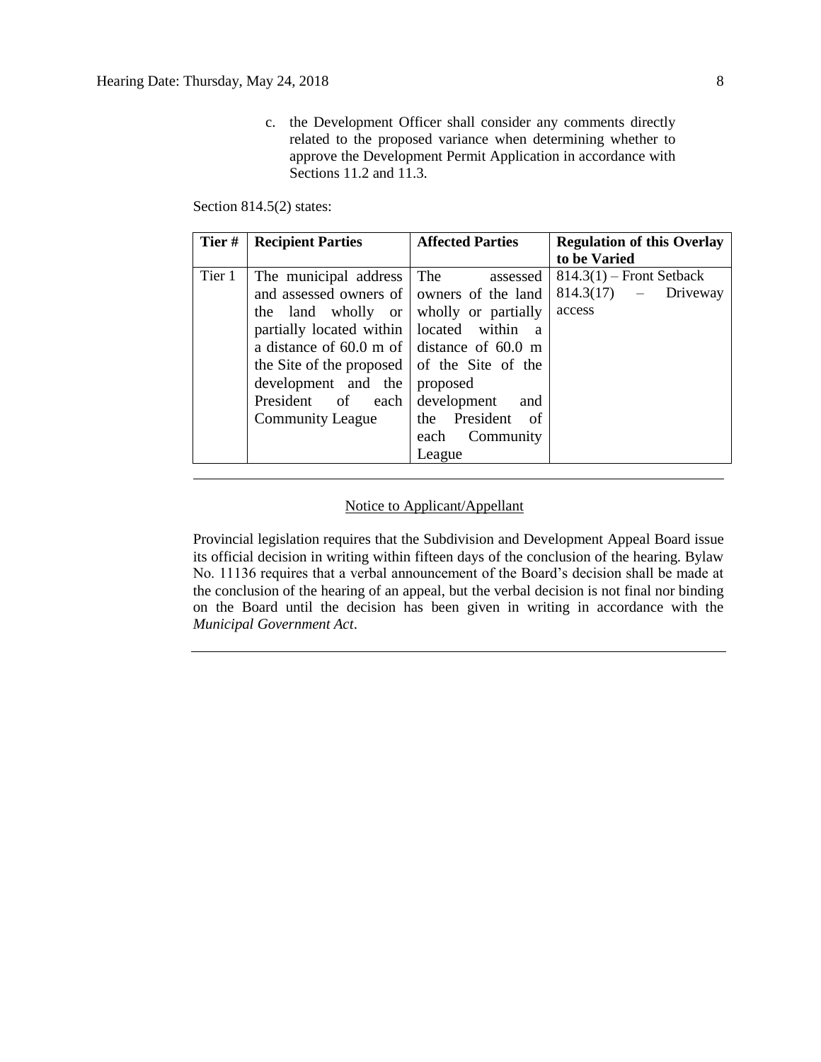c. the Development Officer shall consider any comments directly related to the proposed variance when determining whether to approve the Development Permit Application in accordance with Sections 11.2 and 11.3.

Section 814.5(2) states:

| Tier # | Recipient Parties | Affected Parties | Regulation of this Overlay to be Varied |
|---|---|---|---|
| Tier 1 | The municipal address and assessed owners of the land wholly or partially located within a distance of 60.0 m of the Site of the proposed development and the President of each Community League | The assessed owners of the land wholly or partially located within a distance of 60.0 m of the Site of the proposed development and the President of each Community League | 814.3(1) – Front Setback<br>814.3(17) – Driveway access |

---

Notice to Applicant/Appellant

Provincial legislation requires that the Subdivision and Development Appeal Board issue its official decision in writing within fifteen days of the conclusion of the hearing. Bylaw No. 11136 requires that a verbal announcement of the Board's decision shall be made at the conclusion of the hearing of an appeal, but the verbal decision is not final nor binding on the Board until the decision has been given in writing in accordance with the *Municipal Government Act*.

---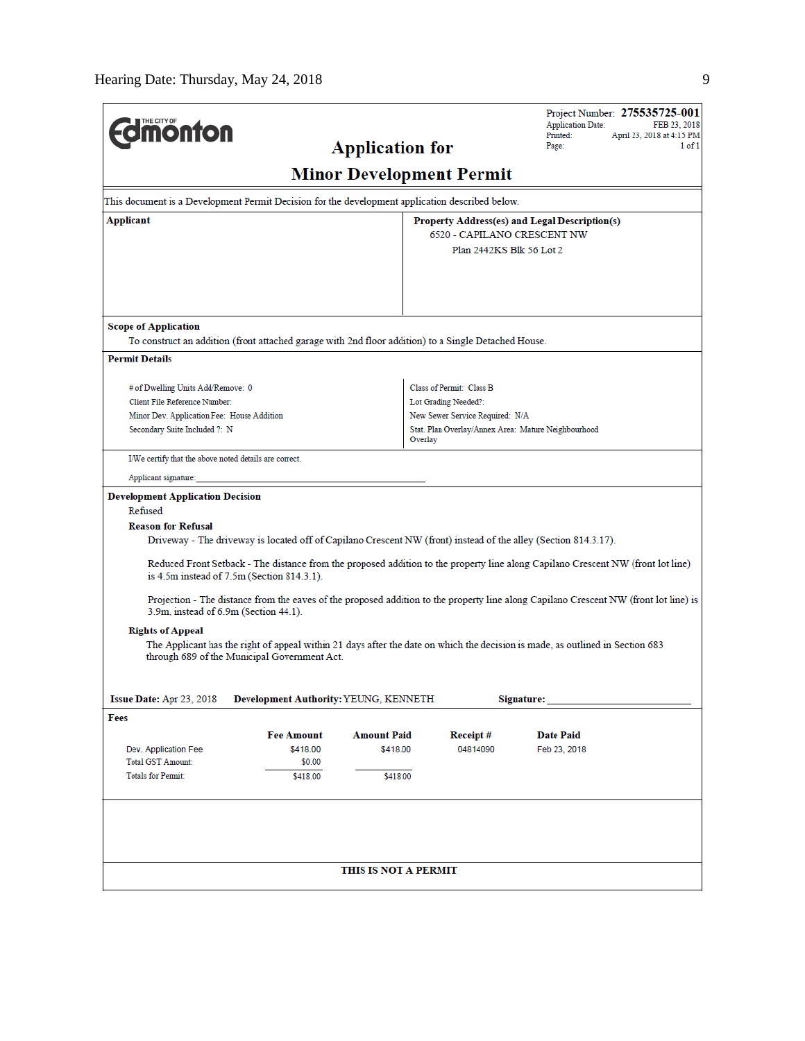**THE CITY OF Edmonton**

# Application for Minor Development Permit

Project Number: **275535725-001**
Application Date: FEB 23, 2018
Printed: April 23, 2018 at 4:15 PM
Page: 1 of 1

This document is a Development Permit Decision for the development application described below.

**Applicant**

**Property Address(es) and Legal Description(s)**
6520 - CAPILANO CRESCENT NW
Plan 2442KS Blk 56 Lot 2

**Scope of Application**
To construct an addition (front attached garage with 2nd floor addition) to a Single Detached House.

**Permit Details**

# of Dwelling Units Add/Remove: 0
Client File Reference Number:
Minor Dev. Application Fee: House Addition
Secondary Suite Included ?: N

Class of Permit: Class B
Lot Grading Needed?:
New Sewer Service Required: N/A
Stat. Plan Overlay/Annex Area: Mature Neighbourhood Overlay

I/We certify that the above noted details are correct.

Applicant signature:_______________________

**Development Application Decision**
Refused

**Reason for Refusal**

Driveway - The driveway is located off of Capilano Crescent NW (front) instead of the alley (Section 814.3.17).

Reduced Front Setback - The distance from the proposed addition to the property line along Capilano Crescent NW (front lot line) is 4.5m instead of 7.5m (Section 814.3.1).

Projection - The distance from the eaves of the proposed addition to the property line along Capilano Crescent NW (front lot line) is 3.9m, instead of 6.9m (Section 44.1).

**Rights of Appeal**
The Applicant has the right of appeal within 21 days after the date on which the decision is made, as outlined in Section 683 through 689 of the Municipal Government Act.

**Issue Date:** Apr 23, 2018 **Development Authority:** YEUNG, KENNETH **Signature:**_______________________

**Fees**

| | Fee Amount | Amount Paid | Receipt # | Date Paid |
|---|---|---|---|---|
| Dev. Application Fee | $418.00 | $418.00 | 04814090 | Feb 23, 2018 |
| Total GST Amount: | $0.00 | | | |
| Totals for Permit: | $418.00 | $418.00 | | |

**THIS IS NOT A PERMIT**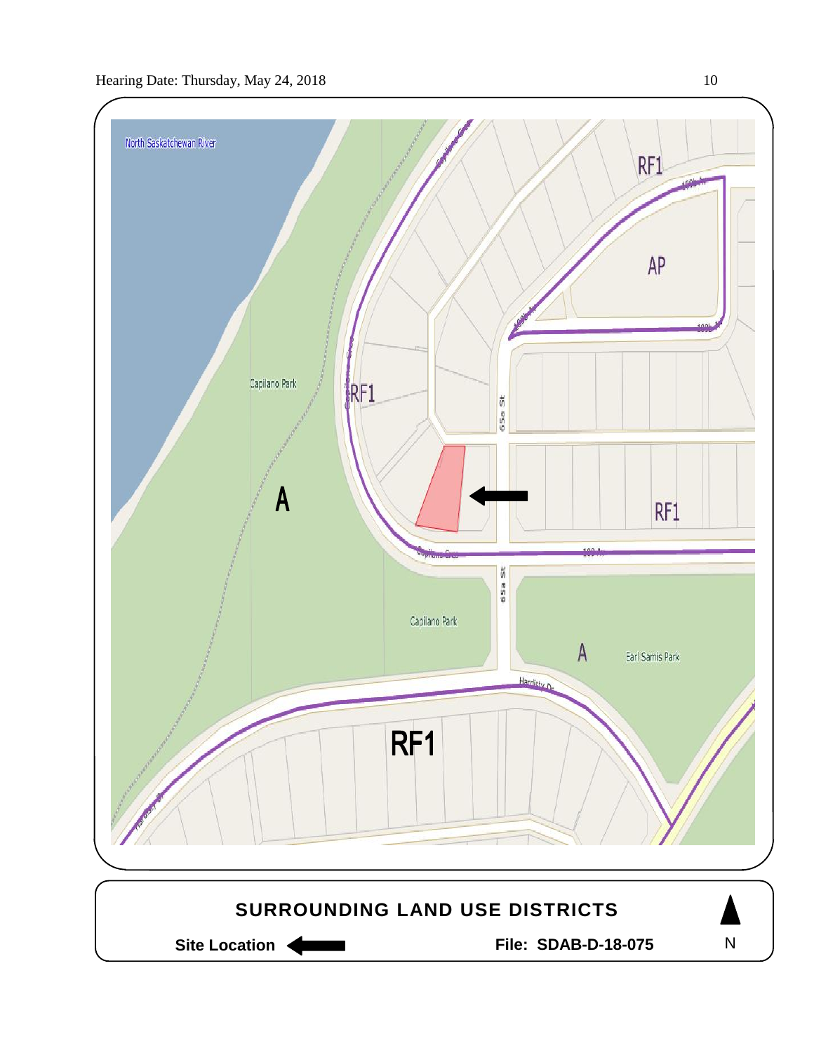North Saskatchewan River

Capilano Park

A

RF1

Capilano Cres

RF1

AP

65a St

RF1

Capilano Cres

100 Av

65a St

Capilano Park

A

Earl Samis Park

Hardisty Dr

RF1

Hardisty Dr

## SURROUNDING LAND USE DISTRICTS

**Site Location** ⬅

**File: SDAB-D-18-075**

N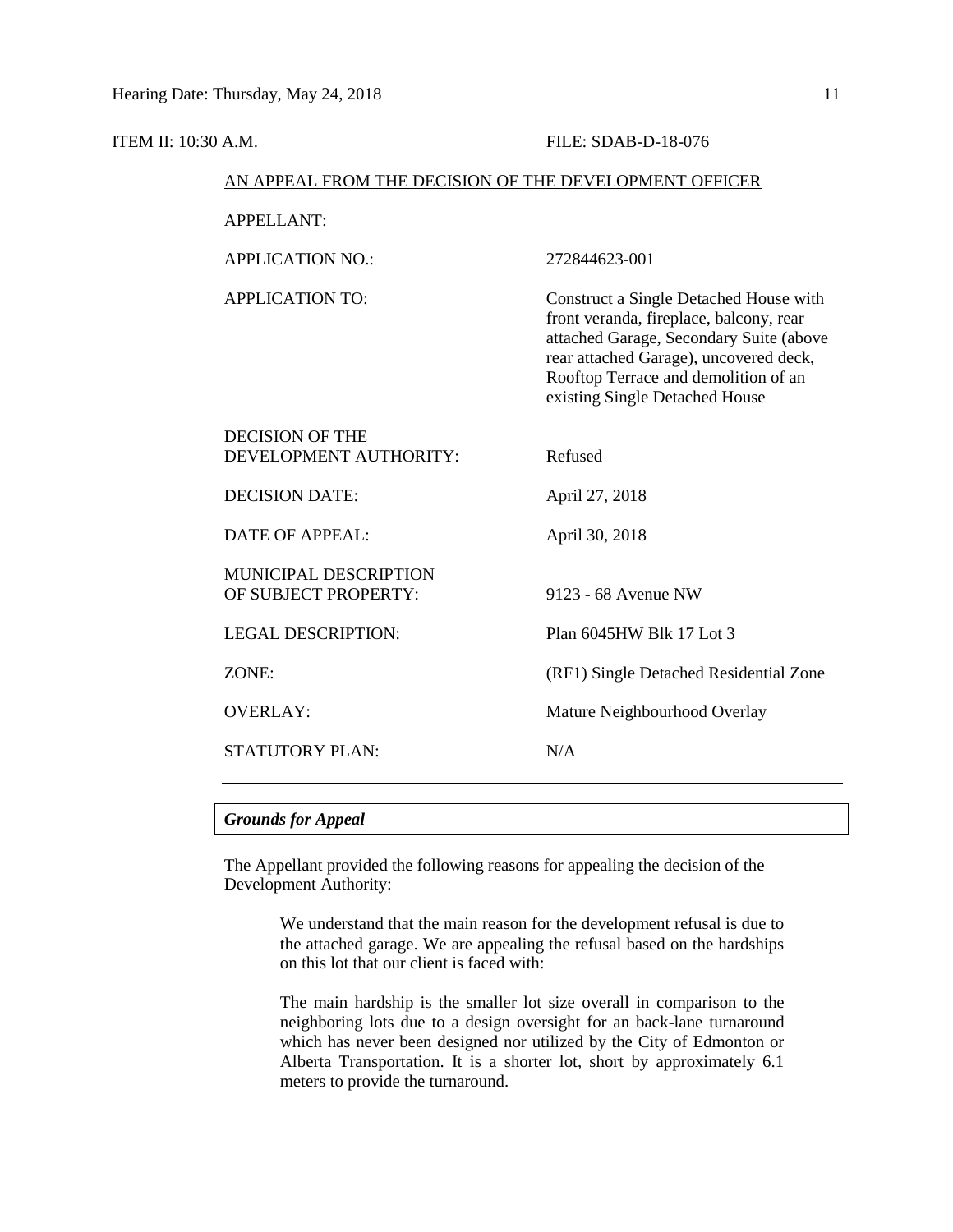ITEM II: 10:30 A.M. FILE: SDAB-D-18-076

AN APPEAL FROM THE DECISION OF THE DEVELOPMENT OFFICER

| | |
|---|---|
| APPELLANT: | |
| APPLICATION NO.: | 272844623-001 |
| APPLICATION TO: | Construct a Single Detached House with front veranda, fireplace, balcony, rear attached Garage, Secondary Suite (above rear attached Garage), uncovered deck, Rooftop Terrace and demolition of an existing Single Detached House |
| DECISION OF THE DEVELOPMENT AUTHORITY: | Refused |
| DECISION DATE: | April 27, 2018 |
| DATE OF APPEAL: | April 30, 2018 |
| MUNICIPAL DESCRIPTION OF SUBJECT PROPERTY: | 9123 - 68 Avenue NW |
| LEGAL DESCRIPTION: | Plan 6045HW Blk 17 Lot 3 |
| ZONE: | (RF1) Single Detached Residential Zone |
| OVERLAY: | Mature Neighbourhood Overlay |
| STATUTORY PLAN: | N/A |

***Grounds for Appeal***

The Appellant provided the following reasons for appealing the decision of the Development Authority:

> We understand that the main reason for the development refusal is due to the attached garage. We are appealing the refusal based on the hardships on this lot that our client is faced with:
>
> The main hardship is the smaller lot size overall in comparison to the neighboring lots due to a design oversight for an back-lane turnaround which has never been designed nor utilized by the City of Edmonton or Alberta Transportation. It is a shorter lot, short by approximately 6.1 meters to provide the turnaround.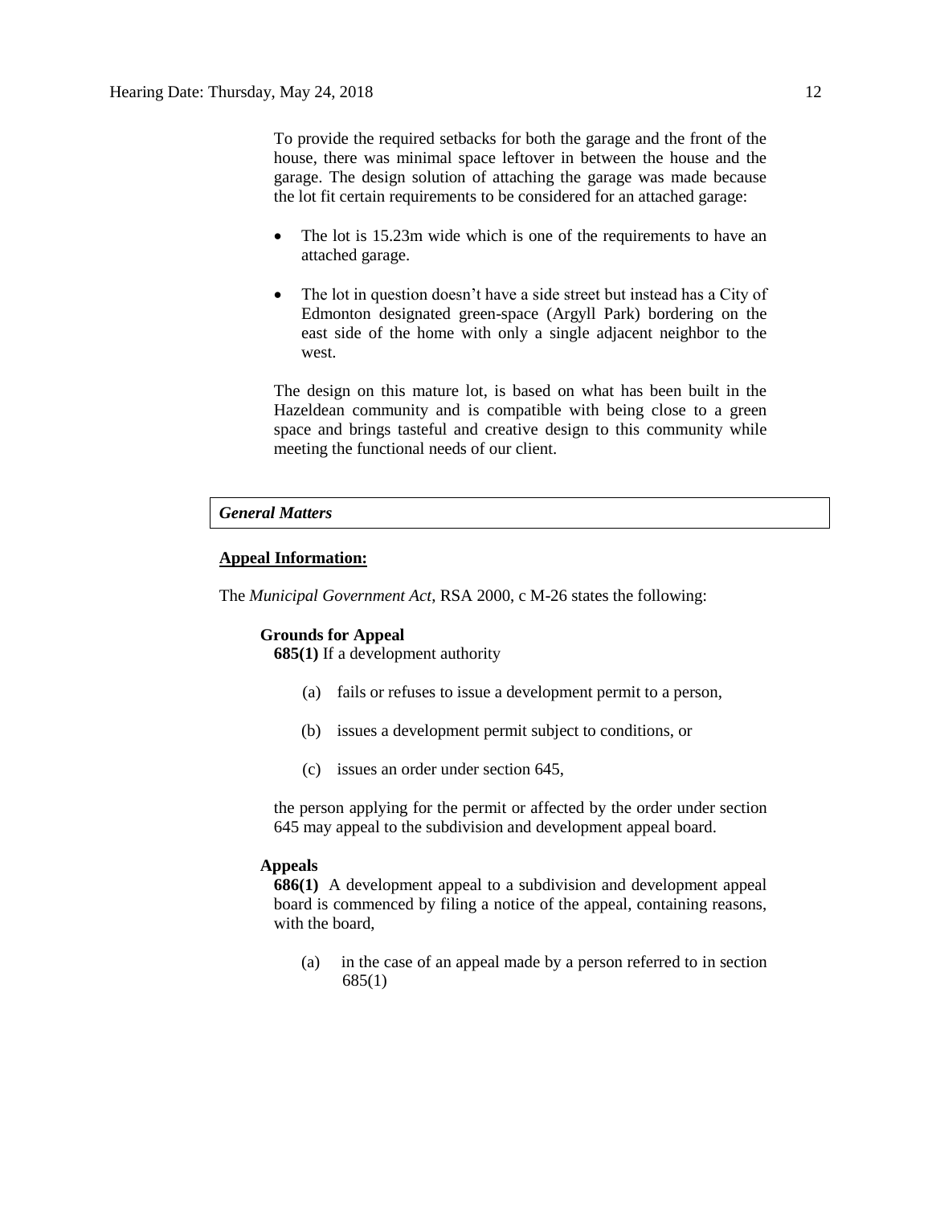To provide the required setbacks for both the garage and the front of the house, there was minimal space leftover in between the house and the garage. The design solution of attaching the garage was made because the lot fit certain requirements to be considered for an attached garage:

- The lot is 15.23m wide which is one of the requirements to have an attached garage.
- The lot in question doesn't have a side street but instead has a City of Edmonton designated green-space (Argyll Park) bordering on the east side of the home with only a single adjacent neighbor to the west.

The design on this mature lot, is based on what has been built in the Hazeldean community and is compatible with being close to a green space and brings tasteful and creative design to this community while meeting the functional needs of our client.

***General Matters***

**Appeal Information:**

The *Municipal Government Act*, RSA 2000, c M-26 states the following:

**Grounds for Appeal**

**685(1)** If a development authority

(a) fails or refuses to issue a development permit to a person,

(b) issues a development permit subject to conditions, or

(c) issues an order under section 645,

the person applying for the permit or affected by the order under section 645 may appeal to the subdivision and development appeal board.

**Appeals**

**686(1)** A development appeal to a subdivision and development appeal board is commenced by filing a notice of the appeal, containing reasons, with the board,

(a) in the case of an appeal made by a person referred to in section 685(1)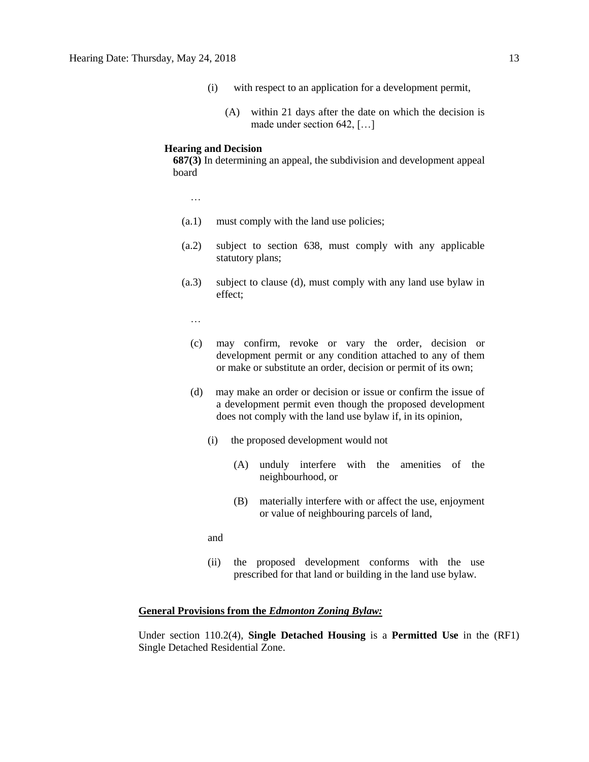(i) with respect to an application for a development permit,

(A) within 21 days after the date on which the decision is made under section 642, […]

**Hearing and Decision**

**687(3)** In determining an appeal, the subdivision and development appeal board

…

(a.1) must comply with the land use policies;

(a.2) subject to section 638, must comply with any applicable statutory plans;

(a.3) subject to clause (d), must comply with any land use bylaw in effect;

…

(c) may confirm, revoke or vary the order, decision or development permit or any condition attached to any of them or make or substitute an order, decision or permit of its own;

(d) may make an order or decision or issue or confirm the issue of a development permit even though the proposed development does not comply with the land use bylaw if, in its opinion,

(i) the proposed development would not

(A) unduly interfere with the amenities of the neighbourhood, or

(B) materially interfere with or affect the use, enjoyment or value of neighbouring parcels of land,

and

(ii) the proposed development conforms with the use prescribed for that land or building in the land use bylaw.

**General Provisions from the *Edmonton Zoning Bylaw:***

Under section 110.2(4), **Single Detached Housing** is a **Permitted Use** in the (RF1) Single Detached Residential Zone.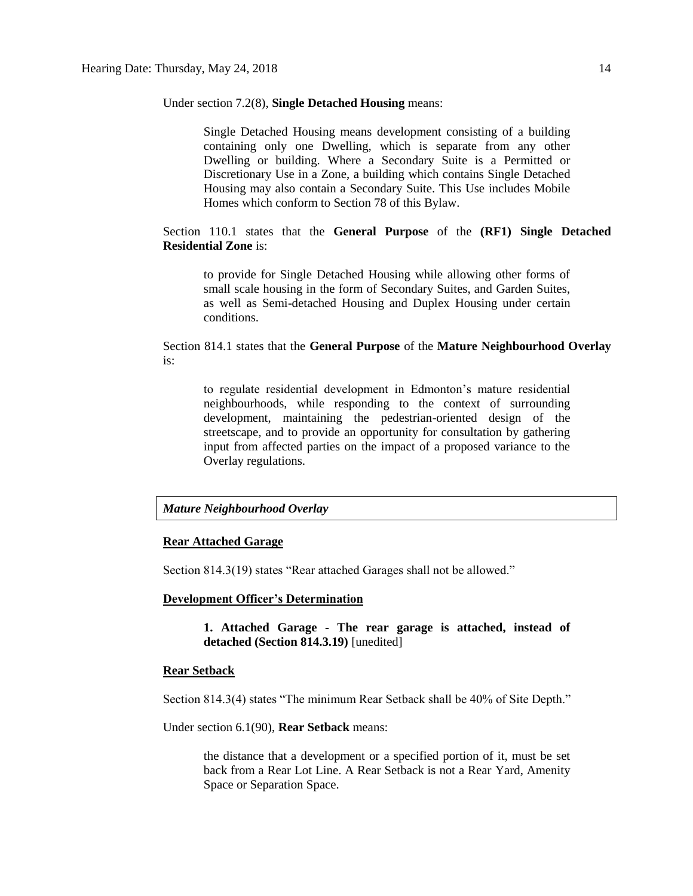Under section 7.2(8), **Single Detached Housing** means:

> Single Detached Housing means development consisting of a building containing only one Dwelling, which is separate from any other Dwelling or building. Where a Secondary Suite is a Permitted or Discretionary Use in a Zone, a building which contains Single Detached Housing may also contain a Secondary Suite. This Use includes Mobile Homes which conform to Section 78 of this Bylaw.

Section 110.1 states that the **General Purpose** of the **(RF1) Single Detached Residential Zone** is:

> to provide for Single Detached Housing while allowing other forms of small scale housing in the form of Secondary Suites, and Garden Suites, as well as Semi-detached Housing and Duplex Housing under certain conditions.

Section 814.1 states that the **General Purpose** of the **Mature Neighbourhood Overlay** is:

> to regulate residential development in Edmonton's mature residential neighbourhoods, while responding to the context of surrounding development, maintaining the pedestrian-oriented design of the streetscape, and to provide an opportunity for consultation by gathering input from affected parties on the impact of a proposed variance to the Overlay regulations.

***Mature Neighbourhood Overlay***

**Rear Attached Garage**

Section 814.3(19) states "Rear attached Garages shall not be allowed."

**Development Officer's Determination**

> **1. Attached Garage - The rear garage is attached, instead of detached (Section 814.3.19)** [unedited]

**Rear Setback**

Section 814.3(4) states "The minimum Rear Setback shall be 40% of Site Depth."

Under section 6.1(90), **Rear Setback** means:

> the distance that a development or a specified portion of it, must be set back from a Rear Lot Line. A Rear Setback is not a Rear Yard, Amenity Space or Separation Space.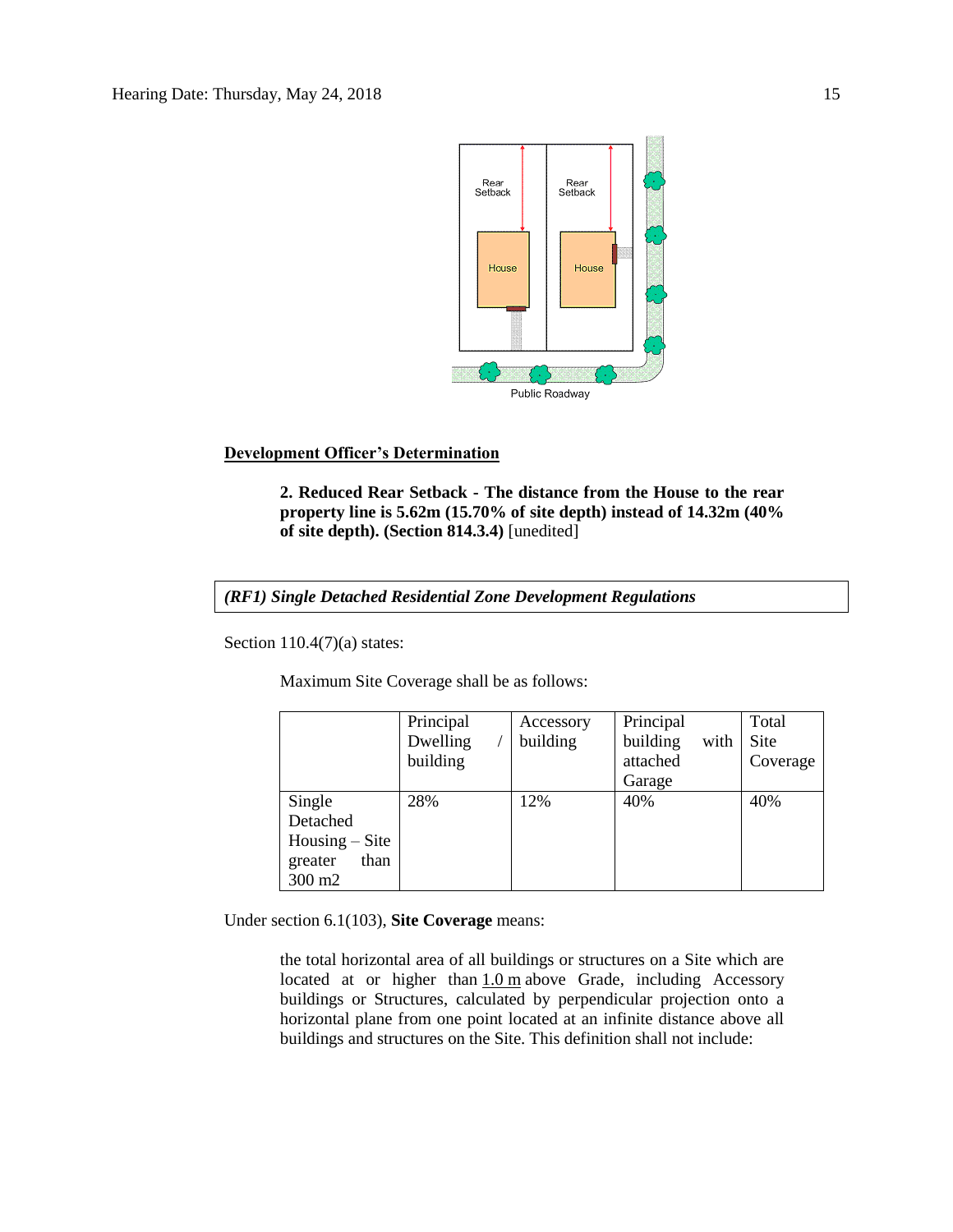**Development Officer's Determination**

> **2. Reduced Rear Setback - The distance from the House to the rear property line is 5.62m (15.70% of site depth) instead of 14.32m (40% of site depth). (Section 814.3.4)** [unedited]

***(RF1) Single Detached Residential Zone Development Regulations***

Section 110.4(7)(a) states:

> Maximum Site Coverage shall be as follows:

| | Principal Dwelling / building | Accessory building | Principal building with attached Garage | Total Site Coverage |
|---|---|---|---|---|
| Single Detached Housing – Site greater than 300 m2 | 28% | 12% | 40% | 40% |

Under section 6.1(103), **Site Coverage** means:

> the total horizontal area of all buildings or structures on a Site which are located at or higher than 1.0 m above Grade, including Accessory buildings or Structures, calculated by perpendicular projection onto a horizontal plane from one point located at an infinite distance above all buildings and structures on the Site. This definition shall not include: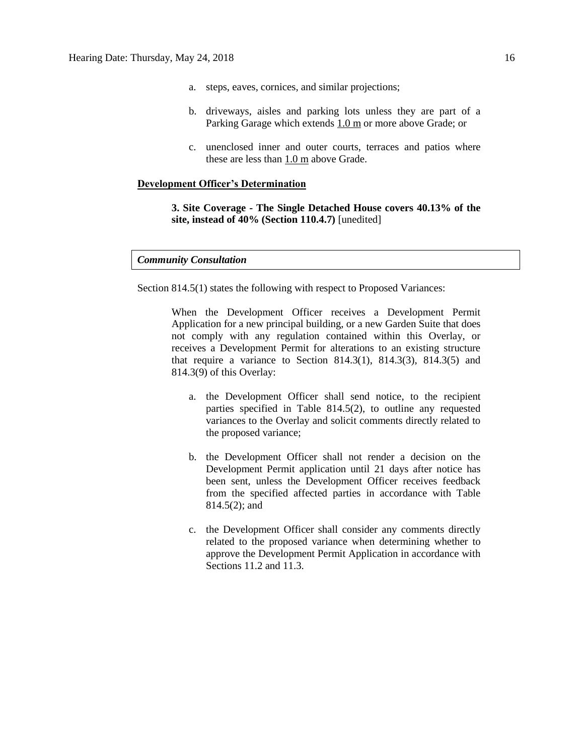a. steps, eaves, cornices, and similar projections;

b. driveways, aisles and parking lots unless they are part of a Parking Garage which extends 1.0 m or more above Grade; or

c. unenclosed inner and outer courts, terraces and patios where these are less than 1.0 m above Grade.

**Development Officer's Determination**

> **3. Site Coverage - The Single Detached House covers 40.13% of the site, instead of 40% (Section 110.4.7)** [unedited]

***Community Consultation***

Section 814.5(1) states the following with respect to Proposed Variances:

> When the Development Officer receives a Development Permit Application for a new principal building, or a new Garden Suite that does not comply with any regulation contained within this Overlay, or receives a Development Permit for alterations to an existing structure that require a variance to Section 814.3(1), 814.3(3), 814.3(5) and 814.3(9) of this Overlay:
>
> a. the Development Officer shall send notice, to the recipient parties specified in Table 814.5(2), to outline any requested variances to the Overlay and solicit comments directly related to the proposed variance;
>
> b. the Development Officer shall not render a decision on the Development Permit application until 21 days after notice has been sent, unless the Development Officer receives feedback from the specified affected parties in accordance with Table 814.5(2); and
>
> c. the Development Officer shall consider any comments directly related to the proposed variance when determining whether to approve the Development Permit Application in accordance with Sections 11.2 and 11.3.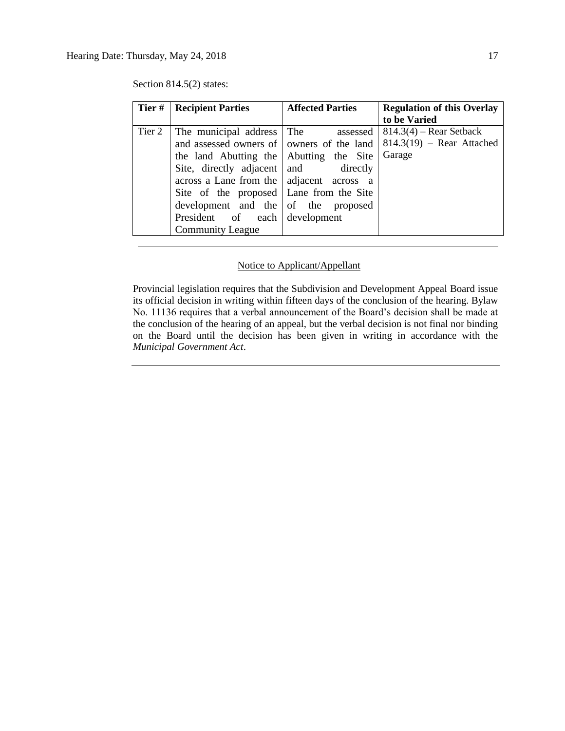Section 814.5(2) states:

| Tier # | Recipient Parties | Affected Parties | Regulation of this Overlay to be Varied |
|---|---|---|---|
| Tier 2 | The municipal address and assessed owners of the land Abutting the Site, directly adjacent across a Lane from the Site of the proposed development and the President of each Community League | The assessed owners of the land Abutting the Site and directly adjacent across a Lane from the Site of the proposed development | 814.3(4) – Rear Setback<br>814.3(19) – Rear Attached Garage |

---

Notice to Applicant/Appellant

Provincial legislation requires that the Subdivision and Development Appeal Board issue its official decision in writing within fifteen days of the conclusion of the hearing. Bylaw No. 11136 requires that a verbal announcement of the Board's decision shall be made at the conclusion of the hearing of an appeal, but the verbal decision is not final nor binding on the Board until the decision has been given in writing in accordance with the *Municipal Government Act*.

---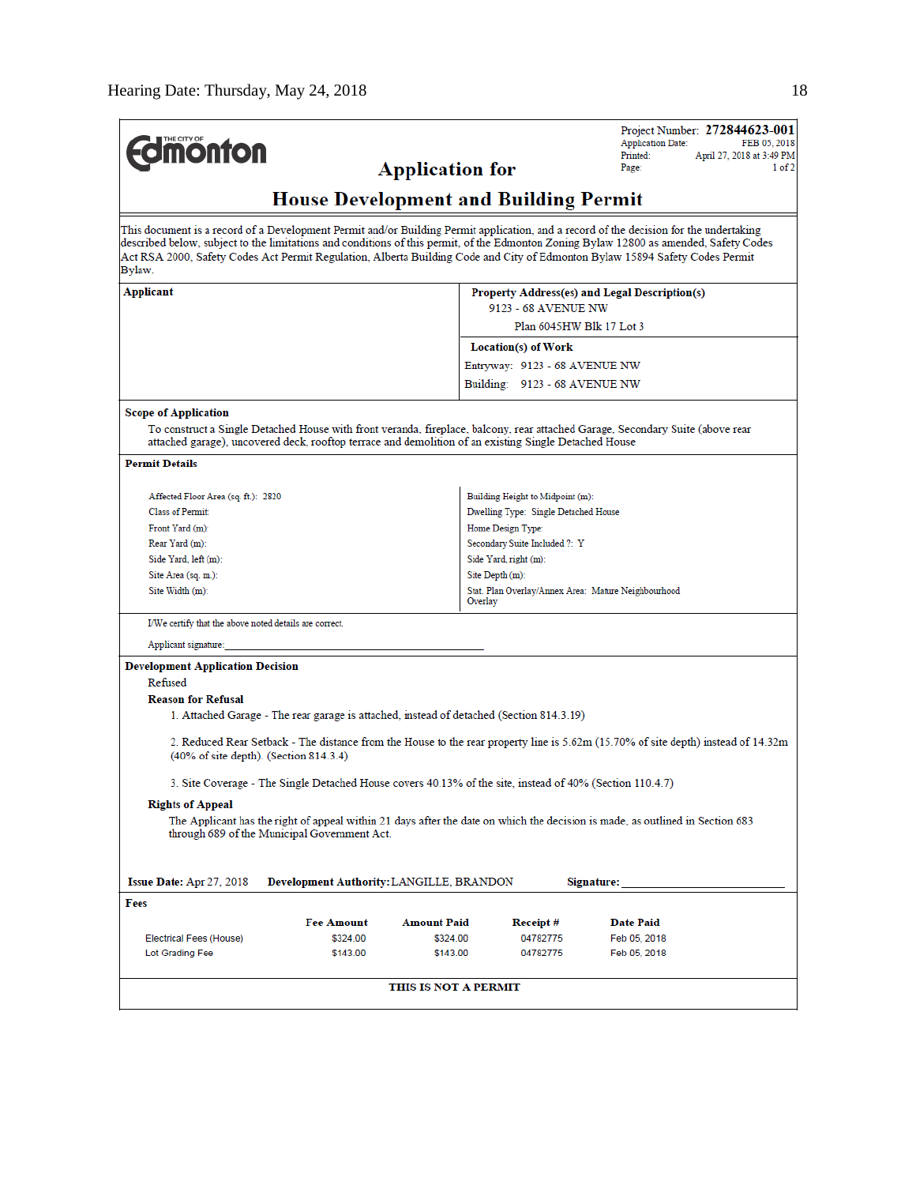Project Number: **272844623-001**
Application Date: FEB 05, 2018
Printed: April 27, 2018 at 3:49 PM
Page: 1 of 2

THE CITY OF Edmonton

# Application for

# House Development and Building Permit

This document is a record of a Development Permit and/or Building Permit application, and a record of the decision for the undertaking described below, subject to the limitations and conditions of this permit, of the Edmonton Zoning Bylaw 12800 as amended, Safety Codes Act RSA 2000, Safety Codes Act Permit Regulation, Alberta Building Code and City of Edmonton Bylaw 15894 Safety Codes Permit Bylaw.

**Applicant**

**Property Address(es) and Legal Description(s)**
9123 - 68 AVENUE NW
Plan 6045HW Blk 17 Lot 3

**Location(s) of Work**
Entryway: 9123 - 68 AVENUE NW
Building: 9123 - 68 AVENUE NW

**Scope of Application**

To construct a Single Detached House with front veranda, fireplace, balcony, rear attached Garage, Secondary Suite (above rear attached garage), uncovered deck, rooftop terrace and demolition of an existing Single Detached House

**Permit Details**

| | |
|---|---|
| Affected Floor Area (sq. ft.): 2820 | Building Height to Midpoint (m): |
| Class of Permit: | Dwelling Type: Single Detached House |
| Front Yard (m): | Home Design Type: |
| Rear Yard (m): | Secondary Suite Included ?: Y |
| Side Yard, left (m): | Side Yard, right (m): |
| Site Area (sq. m.): | Site Depth (m): |
| Site Width (m): | Stat. Plan Overlay/Annex Area: Mature Neighbourhood Overlay |

I/We certify that the above noted details are correct.

Applicant signature:_______________________________

**Development Application Decision**

Refused

**Reason for Refusal**

1. Attached Garage - The rear garage is attached, instead of detached (Section 814.3.19)

2. Reduced Rear Setback - The distance from the House to the rear property line is 5.62m (15.70% of site depth) instead of 14.32m (40% of site depth). (Section 814.3.4)

3. Site Coverage - The Single Detached House covers 40.13% of the site, instead of 40% (Section 110.4.7)

**Rights of Appeal**

The Applicant has the right of appeal within 21 days after the date on which the decision is made, as outlined in Section 683 through 689 of the Municipal Government Act.

**Issue Date:** Apr 27, 2018 **Development Authority:** LANGILLE, BRANDON **Signature:**_______________________

**Fees**

| | Fee Amount | Amount Paid | Receipt # | Date Paid |
|---|---|---|---|---|
| Electrical Fees (House) | $324.00 | $324.00 | 04782775 | Feb 05, 2018 |
| Lot Grading Fee | $143.00 | $143.00 | 04782775 | Feb 05, 2018 |

**THIS IS NOT A PERMIT**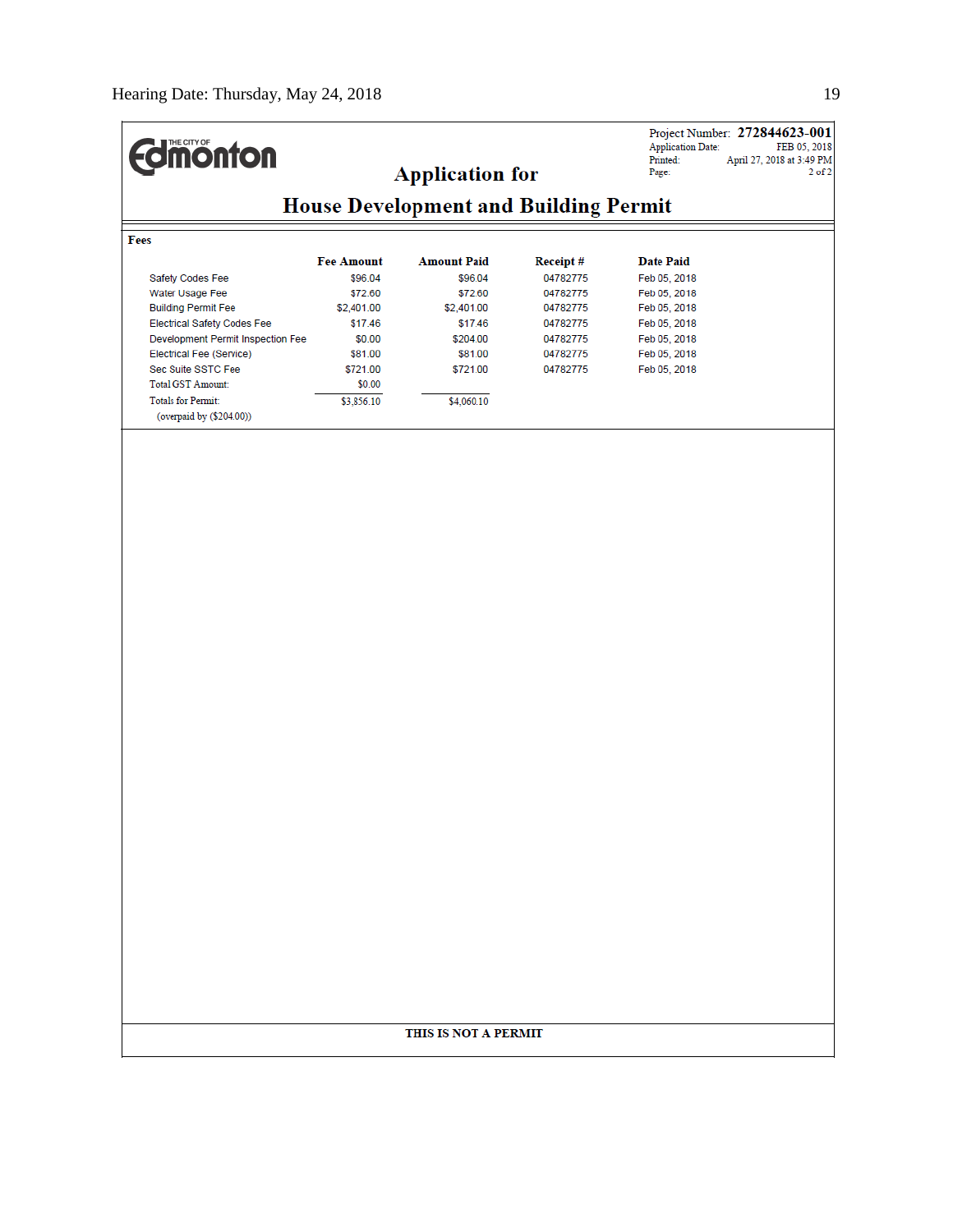THE CITY OF Edmonton

Project Number: **272844623-001**
Application Date: FEB 05, 2018
Printed: April 27, 2018 at 3:49 PM
Page: 2 of 2

# Application for

# House Development and Building Permit

**Fees**

| | Fee Amount | Amount Paid | Receipt # | Date Paid |
|---|---|---|---|---|
| Safety Codes Fee | $96.04 | $96.04 | 04782775 | Feb 05, 2018 |
| Water Usage Fee | $72.60 | $72.60 | 04782775 | Feb 05, 2018 |
| Building Permit Fee | $2,401.00 | $2,401.00 | 04782775 | Feb 05, 2018 |
| Electrical Safety Codes Fee | $17.46 | $17.46 | 04782775 | Feb 05, 2018 |
| Development Permit Inspection Fee | $0.00 | $204.00 | 04782775 | Feb 05, 2018 |
| Electrical Fee (Service) | $81.00 | $81.00 | 04782775 | Feb 05, 2018 |
| Sec Suite SSTC Fee | $721.00 | $721.00 | 04782775 | Feb 05, 2018 |
| Total GST Amount: | $0.00 | | | |
| Totals for Permit: | $3,856.10 | $4,060.10 | | |
| (overpaid by ($204.00)) | | | | |

**THIS IS NOT A PERMIT**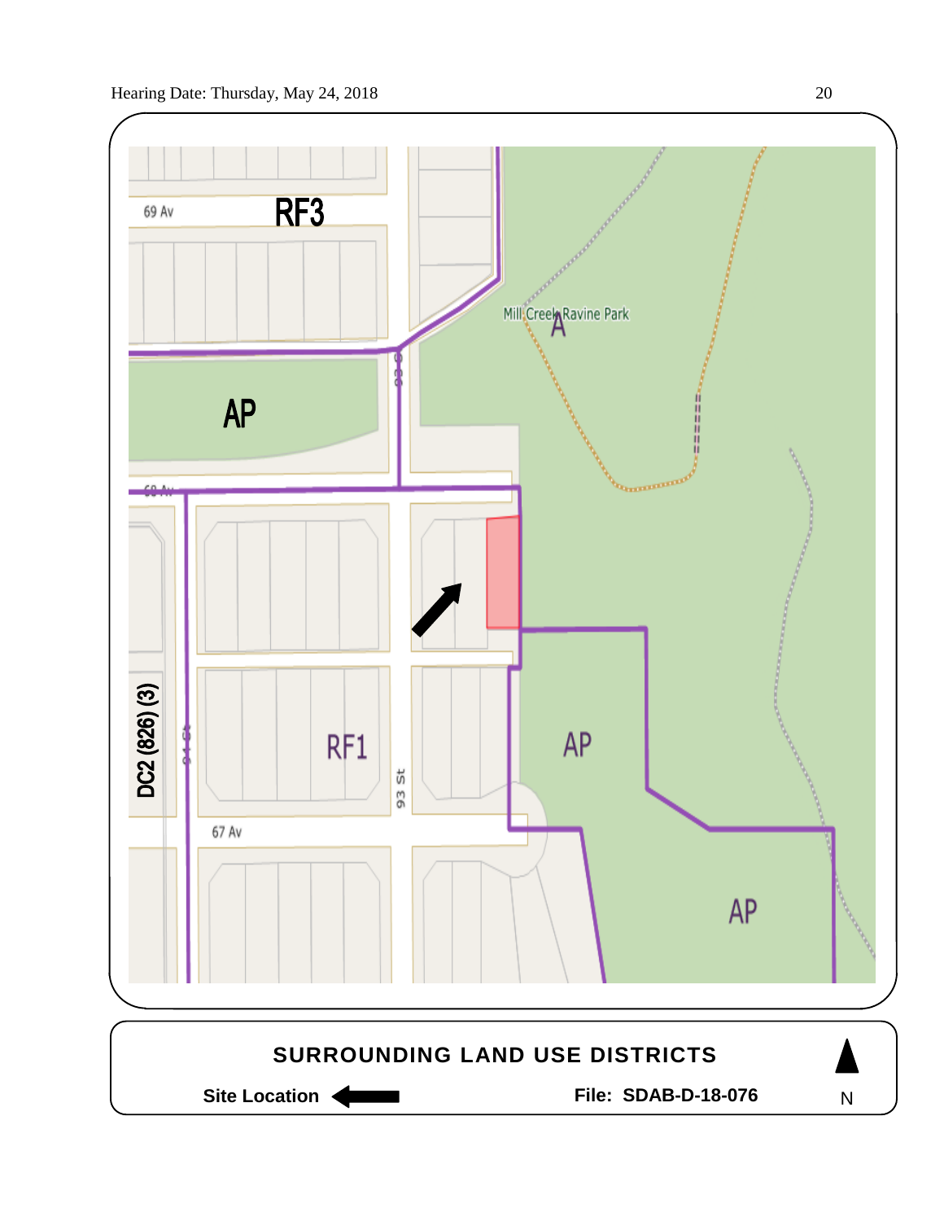RF3

69 Av

AP

Mill Creek Ravine Park

A

68 Av

93 St

DC2 (826) (3)

94 St

RF1

93 St

AP

67 Av

AP

**SURROUNDING LAND USE DISTRICTS**

**Site Location** ←

**File: SDAB-D-18-076**

N